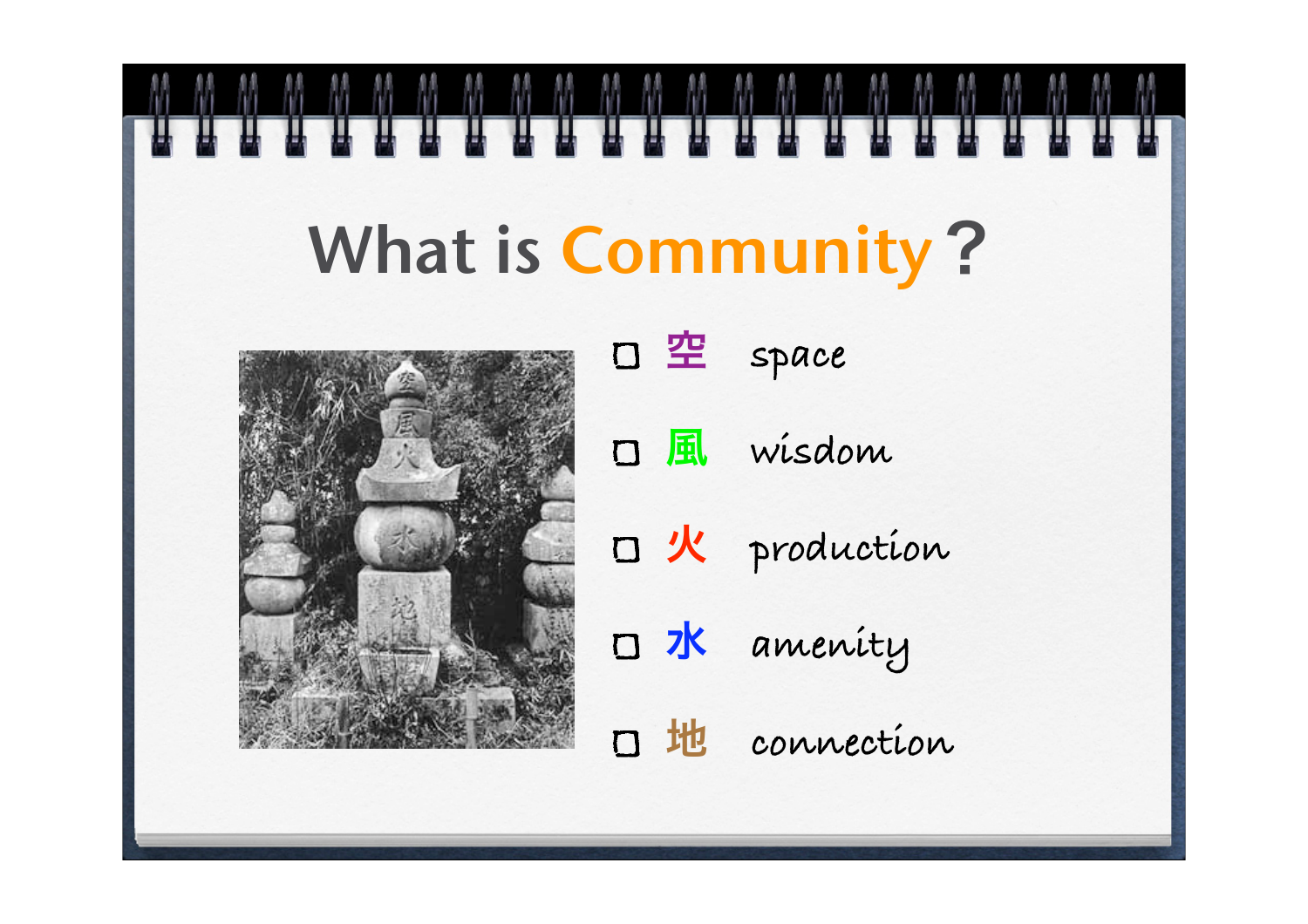# What is Community？

- □ 空　space
- □ 風　wisdom
- □ 火　production
- □ 水　amenity
- □ 地　connection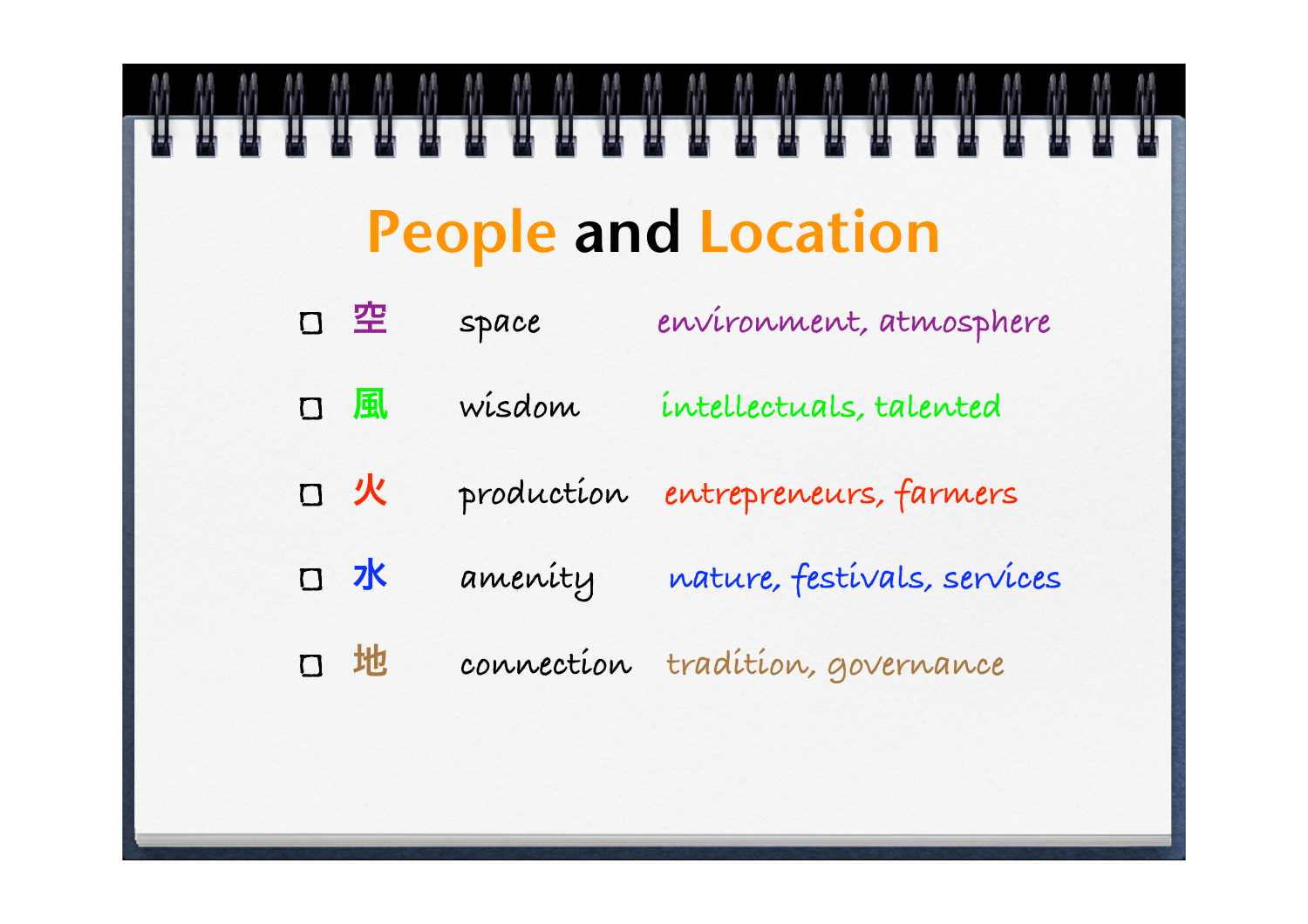# People and Location

- [ ] 空 space — environment, atmosphere
- [ ] 風 wisdom — intellectuals, talented
- [ ] 火 production — entrepreneurs, farmers
- [ ] 水 amenity — nature, festivals, services
- [ ] 地 connection — tradition, governance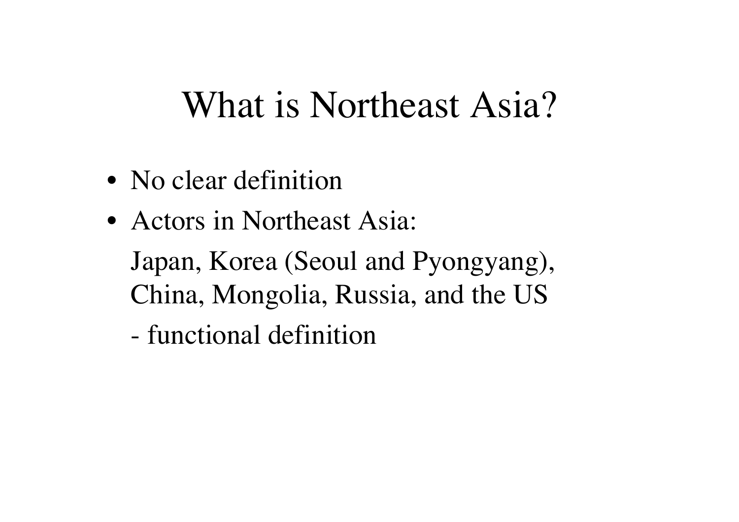# What is Northeast Asia?

- No clear definition
- Actors in Northeast Asia:

  Japan, Korea (Seoul and Pyongyang), China, Mongolia, Russia, and the US

  - functional definition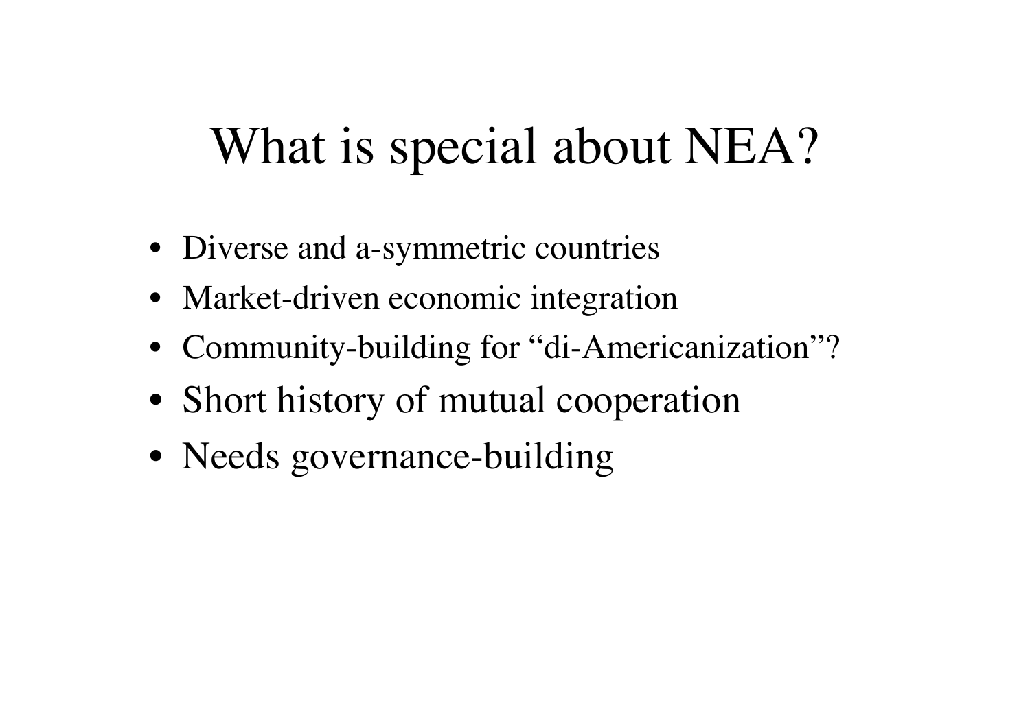# What is special about NEA?

- Diverse and a-symmetric countries
- Market-driven economic integration
- Community-building for "di-Americanization"?
- Short history of mutual cooperation
- Needs governance-building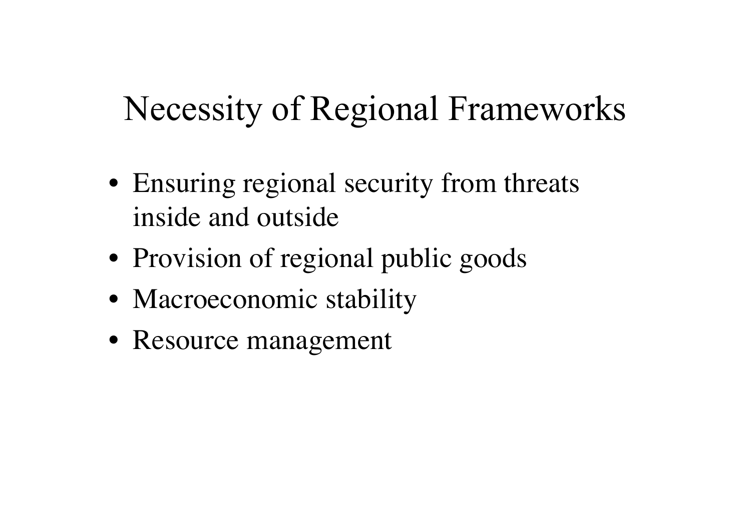# Necessity of Regional Frameworks

- Ensuring regional security from threats inside and outside
- Provision of regional public goods
- Macroeconomic stability
- Resource management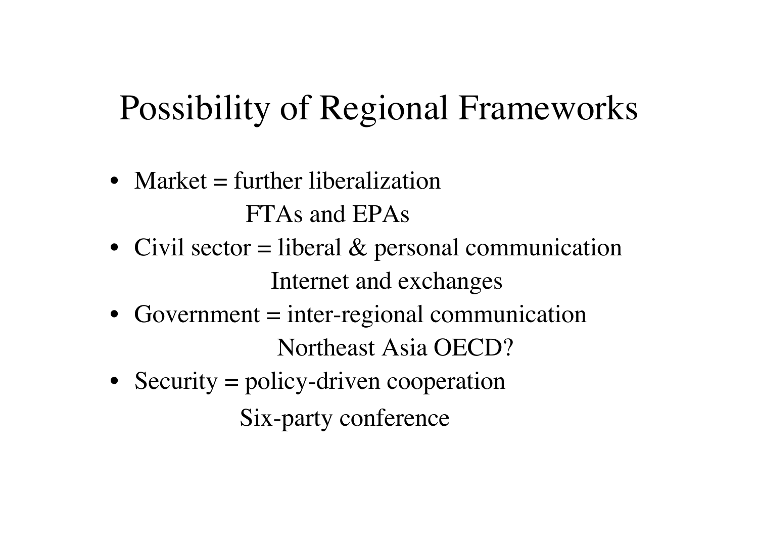# Possibility of Regional Frameworks

- Market = further liberalization
  FTAs and EPAs
- Civil sector = liberal & personal communication
  Internet and exchanges
- Government = inter-regional communication
  Northeast Asia OECD?
- Security = policy-driven cooperation
  Six-party conference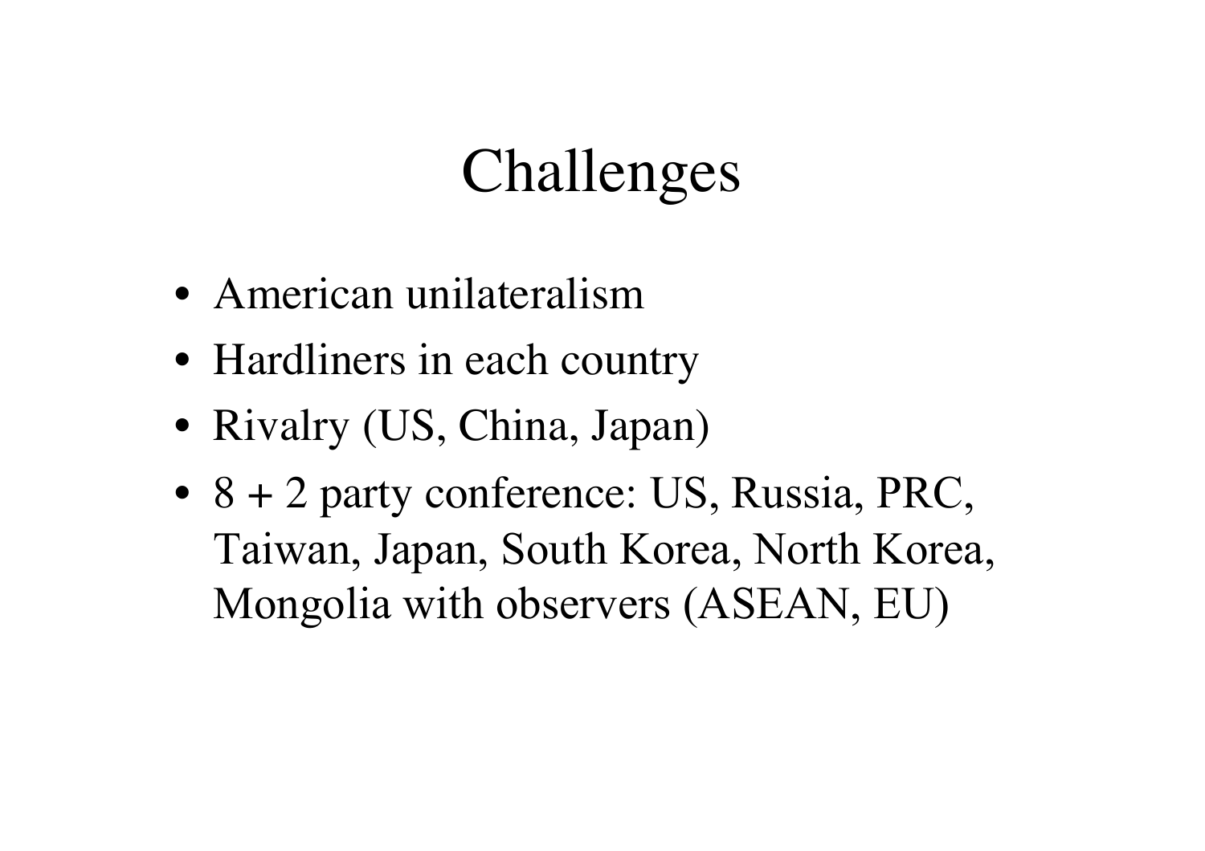# Challenges

- American unilateralism
- Hardliners in each country
- Rivalry (US, China, Japan)
- 8 + 2 party conference: US, Russia, PRC, Taiwan, Japan, South Korea, North Korea, Mongolia with observers (ASEAN, EU)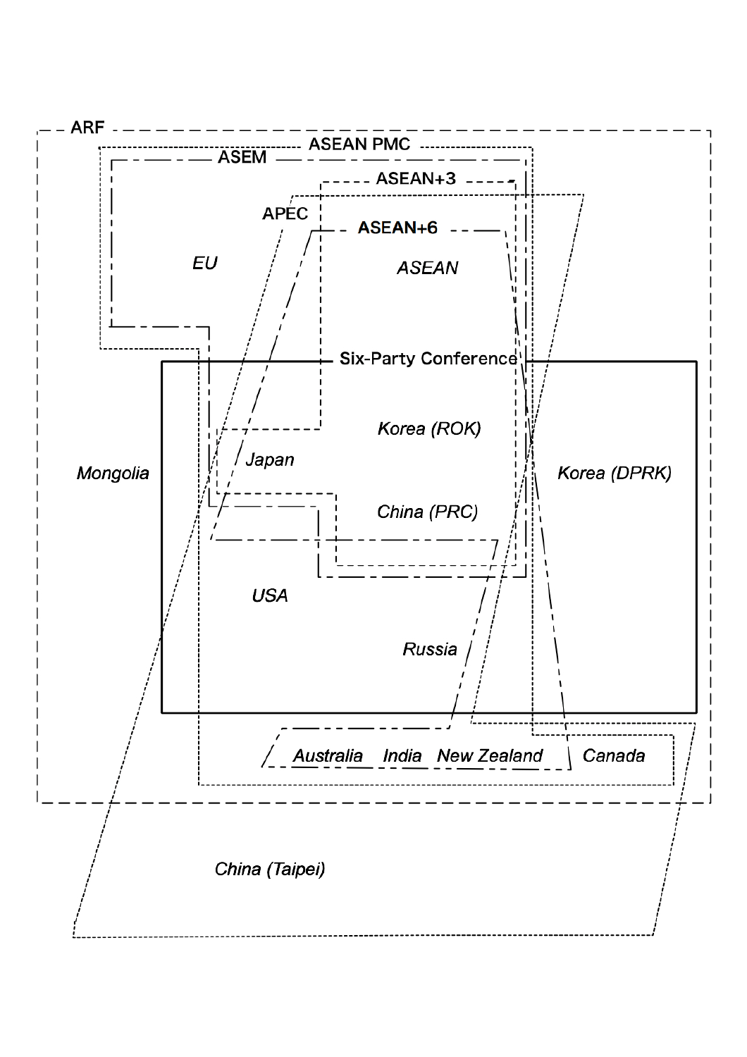ARF

ASEAN PMC

ASEM

ASEAN+3

APEC

ASEAN+6

*EU*

*ASEAN*

Six-Party Conference

*Korea (ROK)*

*Japan*

*Mongolia*

*Korea (DPRK)*

*China (PRC)*

*USA*

*Russia*

*Australia* *India* *New Zealand* *Canada*

*China (Taipei)*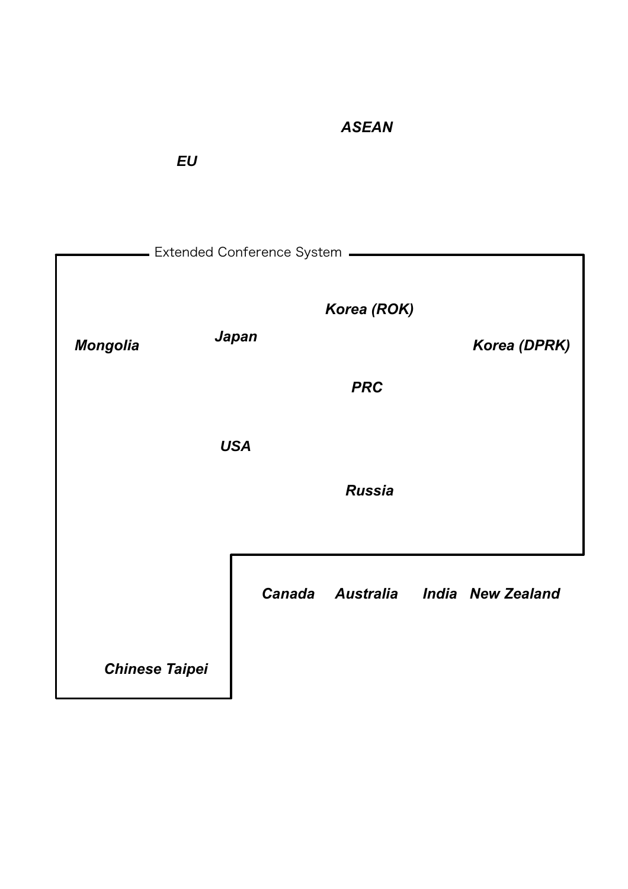***ASEAN***

***EU***

Extended Conference System

***Korea (ROK)***

***Mongolia***

***Japan***

***Korea (DPRK)***

***PRC***

***USA***

***Russia***

***Canada*** ***Australia*** ***India*** ***New Zealand***

***Chinese Taipei***